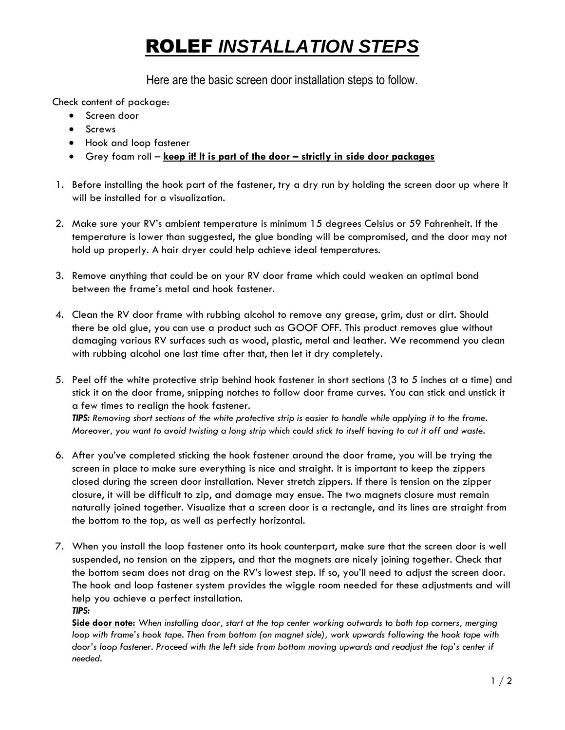# <u>ROLEF *INSTALLATION STEPS*</u>

Here are the basic screen door installation steps to follow.

Check content of package:

- Screen door
- Screws
- Hook and loop fastener
- Grey foam roll – <u>**keep it! It is part of the door – strictly in side door packages**</u>

1. Before installing the hook part of the fastener, try a dry run by holding the screen door up where it will be installed for a visualization.

2. Make sure your RV's ambient temperature is minimum 15 degrees Celsius or 59 Fahrenheit. If the temperature is lower than suggested, the glue bonding will be compromised, and the door may not hold up properly. A hair dryer could help achieve ideal temperatures.

3. Remove anything that could be on your RV door frame which could weaken an optimal bond between the frame's metal and hook fastener.

4. Clean the RV door frame with rubbing alcohol to remove any grease, grim, dust or dirt. Should there be old glue, you can use a product such as GOOF OFF. This product removes glue without damaging various RV surfaces such as wood, plastic, metal and leather. We recommend you clean with rubbing alcohol one last time after that, then let it dry completely.

5. Peel off the white protective strip behind hook fastener in short sections (3 to 5 inches at a time) and stick it on the door frame, snipping notches to follow door frame curves. You can stick and unstick it a few times to realign the hook fastener.
   ***TIPS:*** *Removing short sections of the white protective strip is easier to handle while applying it to the frame. Moreover, you want to avoid twisting a long strip which could stick to itself having to cut it off and waste.*

6. After you've completed sticking the hook fastener around the door frame, you will be trying the screen in place to make sure everything is nice and straight. It is important to keep the zippers closed during the screen door installation. Never stretch zippers. If there is tension on the zipper closure, it will be difficult to zip, and damage may ensue. The two magnets closure must remain naturally joined together. Visualize that a screen door is a rectangle, and its lines are straight from the bottom to the top, as well as perfectly horizontal.

7. When you install the loop fastener onto its hook counterpart, make sure that the screen door is well suspended, no tension on the zippers, and that the magnets are nicely joining together. Check that the bottom seam does not drag on the RV's lowest step. If so, you'll need to adjust the screen door. The hook and loop fastener system provides the wiggle room needed for these adjustments and will help you achieve a perfect installation.
   ***TIPS:***
   <u>**Side door note:**</u> *When installing door, start at the top center working outwards to both top corners, merging loop with frame's hook tape. Then from bottom (on magnet side), work upwards following the hook tape with door's loop fastener. Proceed with the left side from bottom moving upwards and readjust the top's center if needed.*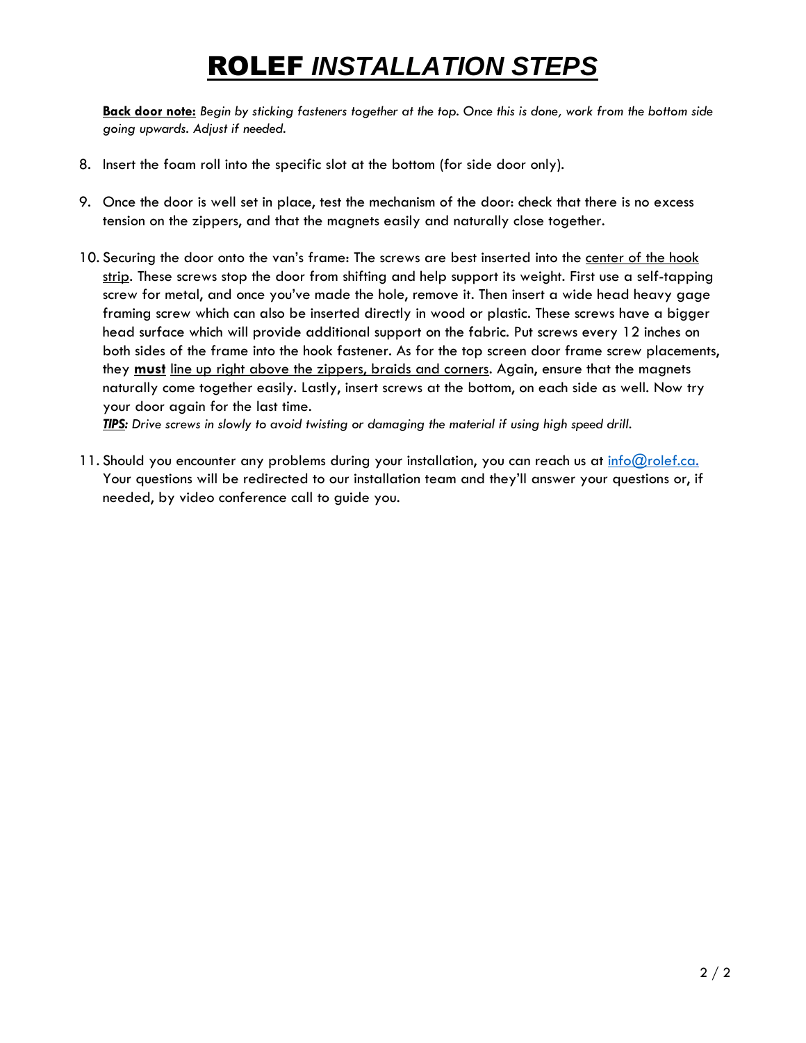# ROLEF *INSTALLATION STEPS*

**Back door note:** *Begin by sticking fasteners together at the top. Once this is done, work from the bottom side going upwards. Adjust if needed.*

8. Insert the foam roll into the specific slot at the bottom (for side door only).

9. Once the door is well set in place, test the mechanism of the door: check that there is no excess tension on the zippers, and that the magnets easily and naturally close together.

10. Securing the door onto the van's frame: The screws are best inserted into the center of the hook strip. These screws stop the door from shifting and help support its weight. First use a self-tapping screw for metal, and once you've made the hole, remove it. Then insert a wide head heavy gage framing screw which can also be inserted directly in wood or plastic. These screws have a bigger head surface which will provide additional support on the fabric. Put screws every 12 inches on both sides of the frame into the hook fastener. As for the top screen door frame screw placements, they **must** line up right above the zippers, braids and corners. Again, ensure that the magnets naturally come together easily. Lastly, insert screws at the bottom, on each side as well. Now try your door again for the last time.
    ***TIPS:*** *Drive screws in slowly to avoid twisting or damaging the material if using high speed drill.*

11. Should you encounter any problems during your installation, you can reach us at info@rolef.ca. Your questions will be redirected to our installation team and they'll answer your questions or, if needed, by video conference call to guide you.